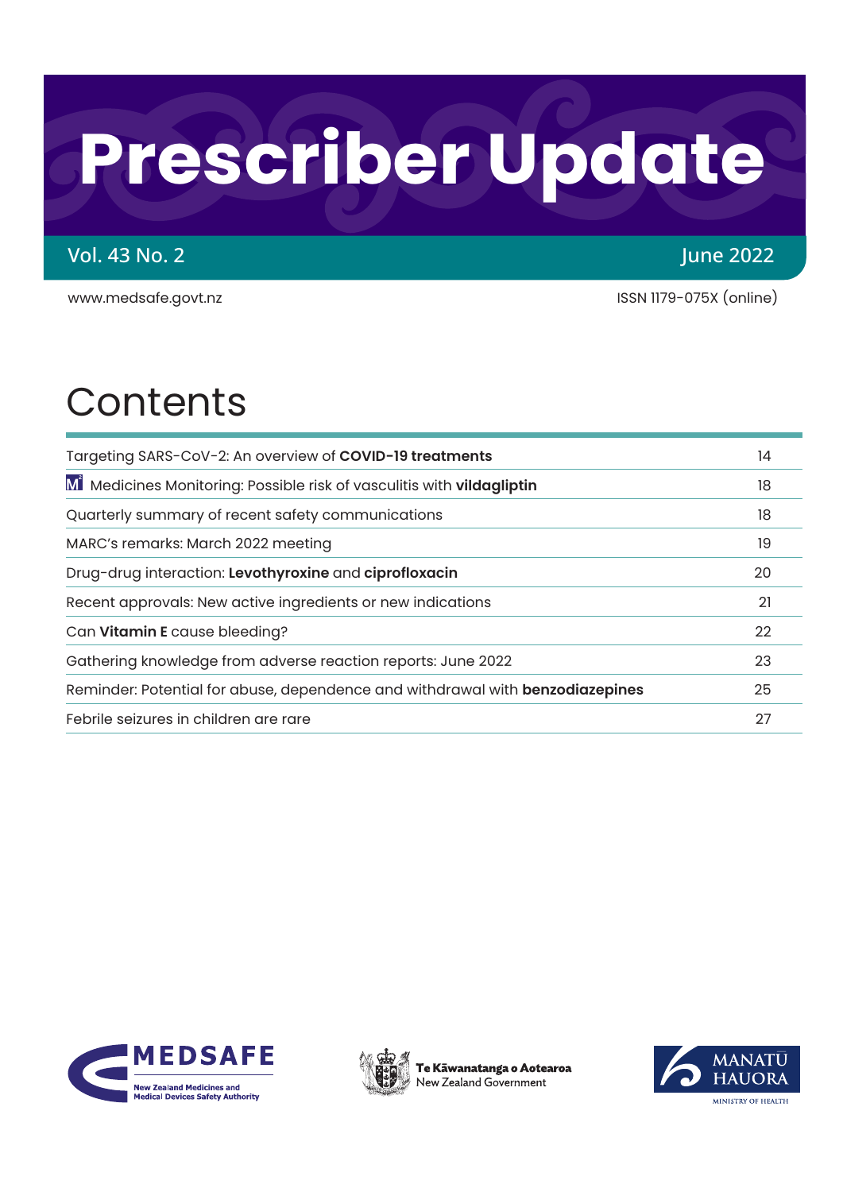# Prescriber Update

Vol. 43 No. 2 June 2022

www.medsafe.govt.nz ISSN 1179-075X (online)

## Contents

| | |
|---|---|
| Targeting SARS-CoV-2: An overview of **COVID-19 treatments** | 14 |
| M² Medicines Monitoring: Possible risk of vasculitis with **vildagliptin** | 18 |
| Quarterly summary of recent safety communications | 18 |
| MARC's remarks: March 2022 meeting | 19 |
| Drug-drug interaction: **Levothyroxine** and **ciprofloxacin** | 20 |
| Recent approvals: New active ingredients or new indications | 21 |
| Can **Vitamin E** cause bleeding? | 22 |
| Gathering knowledge from adverse reaction reports: June 2022 | 23 |
| Reminder: Potential for abuse, dependence and withdrawal with **benzodiazepines** | 25 |
| Febrile seizures in children are rare | 27 |

MEDSAFE
New Zealand Medicines and Medical Devices Safety Authority

Te Kāwanatanga o Aotearoa
New Zealand Government

MANATŪ HAUORA
MINISTRY OF HEALTH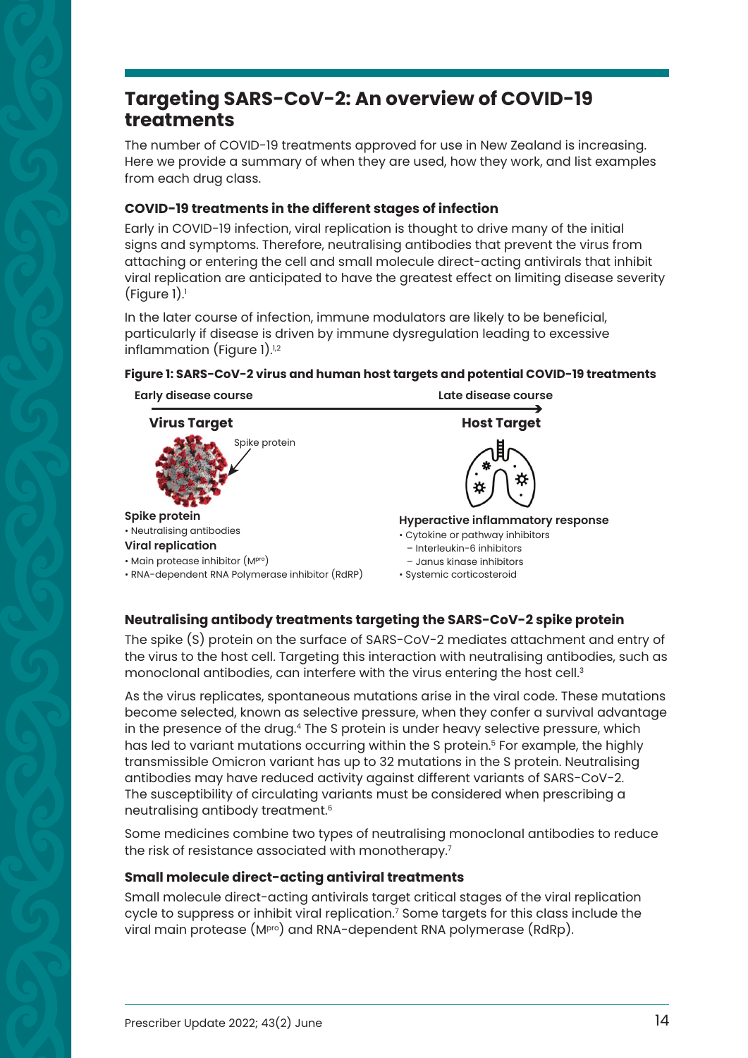## Targeting SARS-CoV-2: An overview of COVID-19 treatments

The number of COVID-19 treatments approved for use in New Zealand is increasing. Here we provide a summary of when they are used, how they work, and list examples from each drug class.

### COVID-19 treatments in the different stages of infection

Early in COVID-19 infection, viral replication is thought to drive many of the initial signs and symptoms. Therefore, neutralising antibodies that prevent the virus from attaching or entering the cell and small molecule direct-acting antivirals that inhibit viral replication are anticipated to have the greatest effect on limiting disease severity (Figure 1).[1]

In the later course of infection, immune modulators are likely to be beneficial, particularly if disease is driven by immune dysregulation leading to excessive inflammation (Figure 1).[1,2]

**Figure 1: SARS-CoV-2 virus and human host targets and potential COVID-19 treatments**

**Early disease course** → **Late disease course**

**Virus Target**

Spike protein

**Spike protein**
- Neutralising antibodies

**Viral replication**
- Main protease inhibitor ($M^{pro}$)
- RNA-dependent RNA Polymerase inhibitor (RdRP)

**Host Target**

**Hyperactive inflammatory response**
- Cytokine or pathway inhibitors
  - Interleukin-6 inhibitors
  - Janus kinase inhibitors
- Systemic corticosteroid

### Neutralising antibody treatments targeting the SARS-CoV-2 spike protein

The spike (S) protein on the surface of SARS-CoV-2 mediates attachment and entry of the virus to the host cell. Targeting this interaction with neutralising antibodies, such as monoclonal antibodies, can interfere with the virus entering the host cell.[3]

As the virus replicates, spontaneous mutations arise in the viral code. These mutations become selected, known as selective pressure, when they confer a survival advantage in the presence of the drug.[4] The S protein is under heavy selective pressure, which has led to variant mutations occurring within the S protein.[5] For example, the highly transmissible Omicron variant has up to 32 mutations in the S protein. Neutralising antibodies may have reduced activity against different variants of SARS-CoV-2. The susceptibility of circulating variants must be considered when prescribing a neutralising antibody treatment.[6]

Some medicines combine two types of neutralising monoclonal antibodies to reduce the risk of resistance associated with monotherapy.[7]

### Small molecule direct-acting antiviral treatments

Small molecule direct-acting antivirals target critical stages of the viral replication cycle to suppress or inhibit viral replication.[7] Some targets for this class include the viral main protease ($M^{pro}$) and RNA-dependent RNA polymerase (RdRp).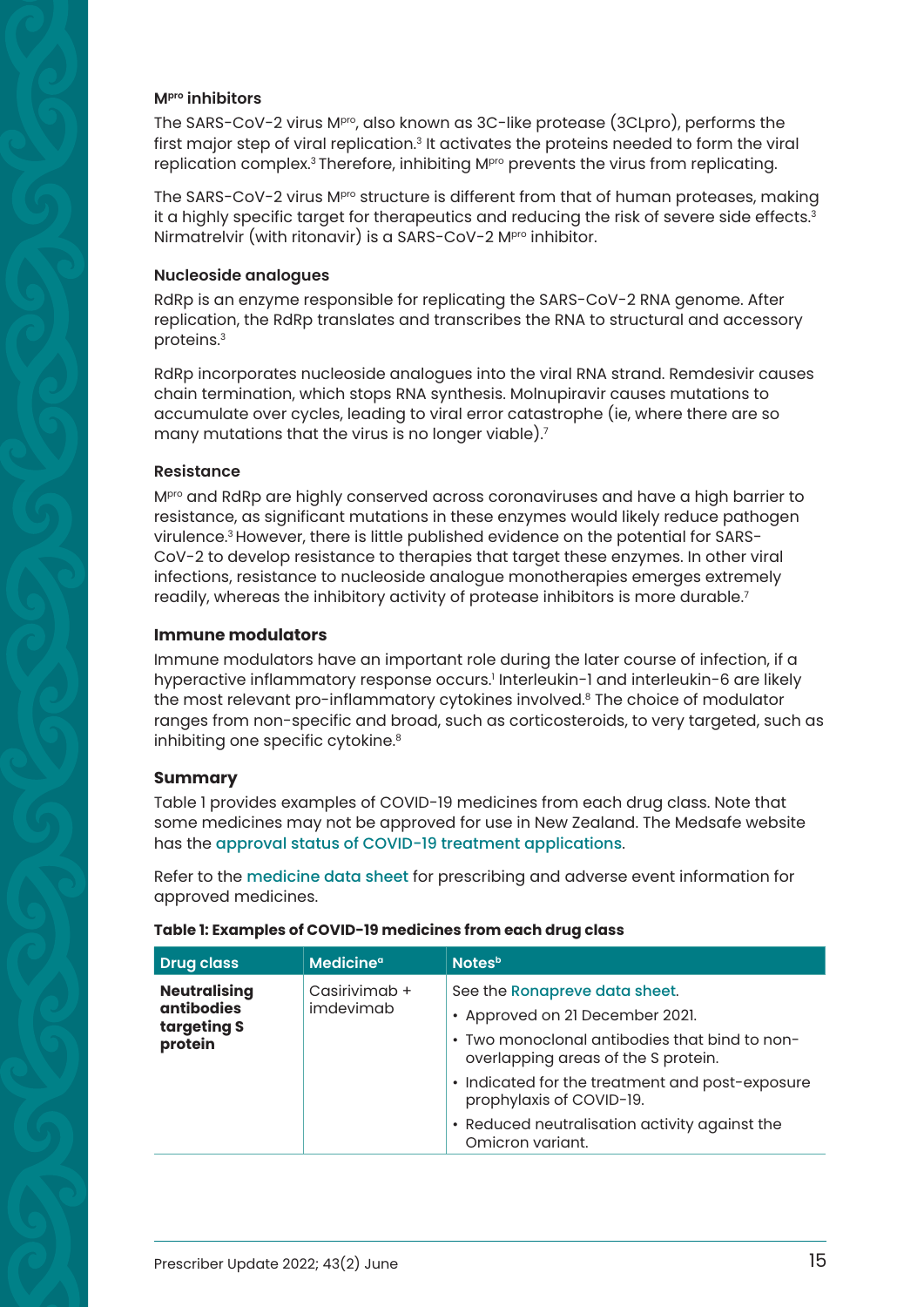### M^pro inhibitors

The SARS-CoV-2 virus M^pro, also known as 3C-like protease (3CLpro), performs the first major step of viral replication.[3] It activates the proteins needed to form the viral replication complex.[3] Therefore, inhibiting M^pro prevents the virus from replicating.

The SARS-CoV-2 virus M^pro structure is different from that of human proteases, making it a highly specific target for therapeutics and reducing the risk of severe side effects.[3] Nirmatrelvir (with ritonavir) is a SARS-CoV-2 M^pro inhibitor.

### Nucleoside analogues

RdRp is an enzyme responsible for replicating the SARS-CoV-2 RNA genome. After replication, the RdRp translates and transcribes the RNA to structural and accessory proteins.[3]

RdRp incorporates nucleoside analogues into the viral RNA strand. Remdesivir causes chain termination, which stops RNA synthesis. Molnupiravir causes mutations to accumulate over cycles, leading to viral error catastrophe (ie, where there are so many mutations that the virus is no longer viable).[7]

### Resistance

M^pro and RdRp are highly conserved across coronaviruses and have a high barrier to resistance, as significant mutations in these enzymes would likely reduce pathogen virulence.[3] However, there is little published evidence on the potential for SARS-CoV-2 to develop resistance to therapies that target these enzymes. In other viral infections, resistance to nucleoside analogue monotherapies emerges extremely readily, whereas the inhibitory activity of protease inhibitors is more durable.[7]

## Immune modulators

Immune modulators have an important role during the later course of infection, if a hyperactive inflammatory response occurs.[1] Interleukin-1 and interleukin-6 are likely the most relevant pro-inflammatory cytokines involved.[8] The choice of modulator ranges from non-specific and broad, such as corticosteroids, to very targeted, such as inhibiting one specific cytokine.[8]

## Summary

Table 1 provides examples of COVID-19 medicines from each drug class. Note that some medicines may not be approved for use in New Zealand. The Medsafe website has the approval status of COVID-19 treatment applications.

Refer to the medicine data sheet for prescribing and adverse event information for approved medicines.

**Table 1: Examples of COVID-19 medicines from each drug class**

| Drug class | Medicine[a] | Notes[b] |
|---|---|---|
| **Neutralising antibodies targeting S protein** | Casirivimab + imdevimab | See the Ronapreve data sheet.<br>• Approved on 21 December 2021.<br>• Two monoclonal antibodies that bind to non-overlapping areas of the S protein.<br>• Indicated for the treatment and post-exposure prophylaxis of COVID-19.<br>• Reduced neutralisation activity against the Omicron variant. |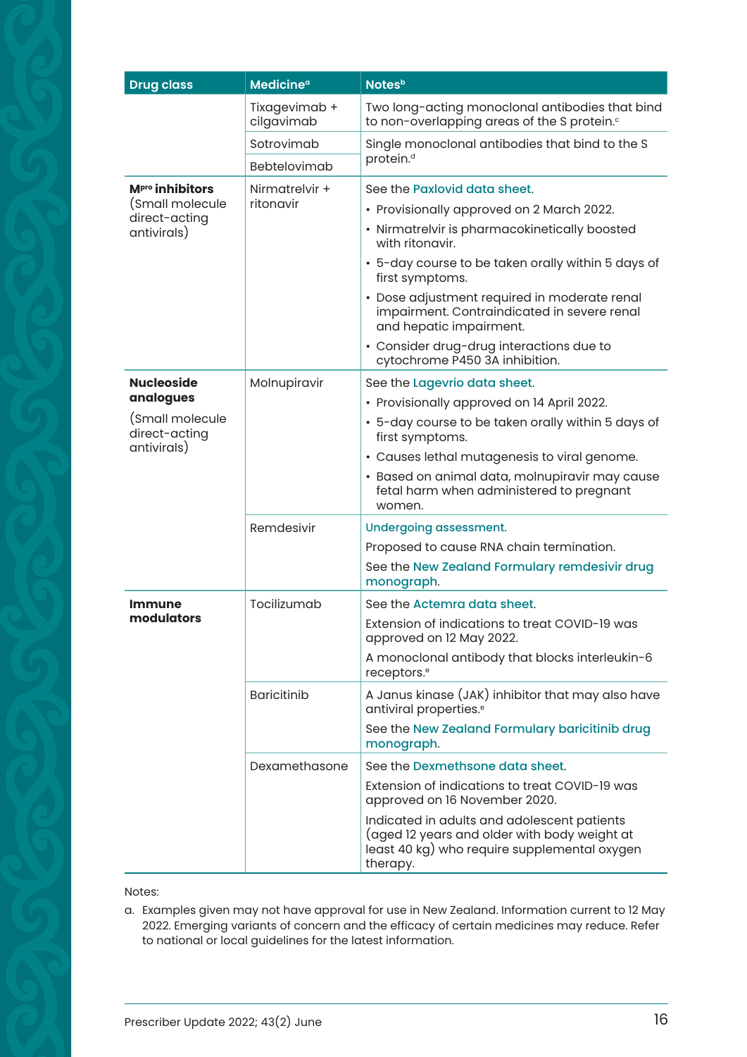| Drug class | Medicine[a] | Notes[b] |
|---|---|---|
| | Tixagevimab + cilgavimab | Two long-acting monoclonal antibodies that bind to non-overlapping areas of the S protein.[c] |
| | Sotrovimab | Single monoclonal antibodies that bind to the S protein.[d] |
| | Bebtelovimab | |
| **M[pro] inhibitors** (Small molecule direct-acting antivirals) | Nirmatrelvir + ritonavir | See the Paxlovid data sheet. • Provisionally approved on 2 March 2022. • Nirmatrelvir is pharmacokinetically boosted with ritonavir. • 5-day course to be taken orally within 5 days of first symptoms. • Dose adjustment required in moderate renal impairment. Contraindicated in severe renal and hepatic impairment. • Consider drug-drug interactions due to cytochrome P450 3A inhibition. |
| **Nucleoside analogues** (Small molecule direct-acting antivirals) | Molnupiravir | See the Lagevrio data sheet. • Provisionally approved on 14 April 2022. • 5-day course to be taken orally within 5 days of first symptoms. • Causes lethal mutagenesis to viral genome. • Based on animal data, molnupiravir may cause fetal harm when administered to pregnant women. |
| | Remdesivir | Undergoing assessment. Proposed to cause RNA chain termination. See the New Zealand Formulary remdesivir drug monograph. |
| **Immune modulators** | Tocilizumab | See the Actemra data sheet. Extension of indications to treat COVID-19 was approved on 12 May 2022. A monoclonal antibody that blocks interleukin-6 receptors.[e] |
| | Baricitinib | A Janus kinase (JAK) inhibitor that may also have antiviral properties.[e] See the New Zealand Formulary baricitinib drug monograph. |
| | Dexamethasone | See the Dexmethsone data sheet. Extension of indications to treat COVID-19 was approved on 16 November 2020. Indicated in adults and adolescent patients (aged 12 years and older with body weight at least 40 kg) who require supplemental oxygen therapy. |

Notes:

a. Examples given may not have approval for use in New Zealand. Information current to 12 May 2022. Emerging variants of concern and the efficacy of certain medicines may reduce. Refer to national or local guidelines for the latest information.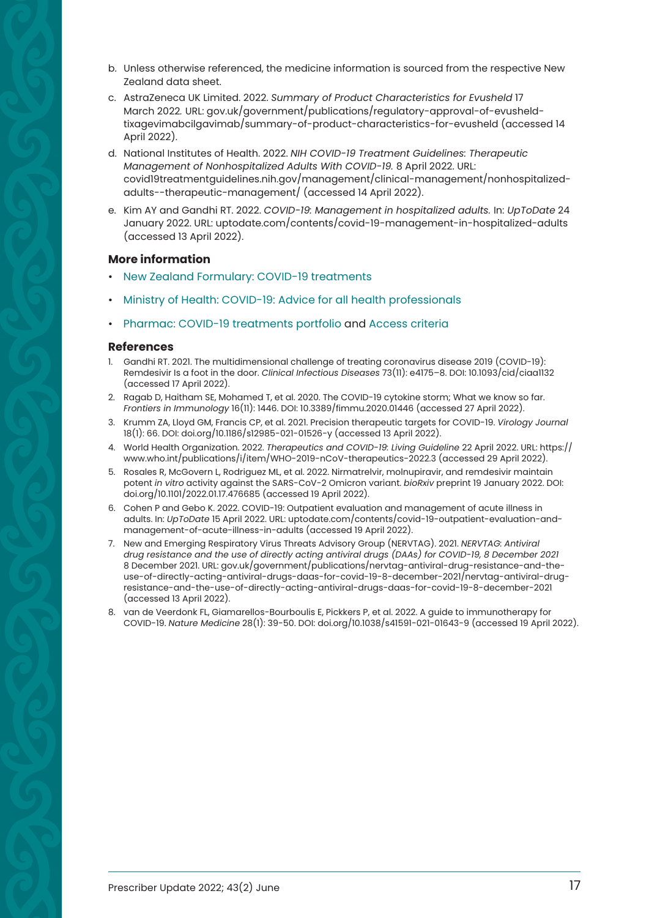b. Unless otherwise referenced, the medicine information is sourced from the respective New Zealand data sheet.

c. AstraZeneca UK Limited. 2022. *Summary of Product Characteristics for Evusheld* 17 March 2022. URL: gov.uk/government/publications/regulatory-approval-of-evusheld-tixagevimabcilgavimab/summary-of-product-characteristics-for-evusheld (accessed 14 April 2022).

d. National Institutes of Health. 2022. *NIH COVID-19 Treatment Guidelines: Therapeutic Management of Nonhospitalized Adults With COVID-19.* 8 April 2022. URL: covid19treatmentguidelines.nih.gov/management/clinical-management/nonhospitalized-adults--therapeutic-management/ (accessed 14 April 2022).

e. Kim AY and Gandhi RT. 2022. *COVID-19: Management in hospitalized adults.* In: *UpToDate* 24 January 2022. URL: uptodate.com/contents/covid-19-management-in-hospitalized-adults (accessed 13 April 2022).

### More information

- New Zealand Formulary: COVID-19 treatments
- Ministry of Health: COVID-19: Advice for all health professionals
- Pharmac: COVID-19 treatments portfolio and Access criteria

### References

1. Gandhi RT. 2021. The multidimensional challenge of treating coronavirus disease 2019 (COVID-19): Remdesivir Is a foot in the door. *Clinical Infectious Diseases* 73(11): e4175–8. DOI: 10.1093/cid/ciaa1132 (accessed 17 April 2022).
2. Ragab D, Haitham SE, Mohamed T, et al. 2020. The COVID-19 cytokine storm; What we know so far. *Frontiers in Immunology* 16(11): 1446. DOI: 10.3389/fimmu.2020.01446 (accessed 27 April 2022).
3. Krumm ZA, Lloyd GM, Francis CP, et al. 2021. Precision therapeutic targets for COVID-19. *Virology Journal* 18(1): 66. DOI: doi.org/10.1186/s12985-021-01526-y (accessed 13 April 2022).
4. World Health Organization. 2022. *Therapeutics and COVID-19: Living Guideline* 22 April 2022. URL: https://www.who.int/publications/i/item/WHO-2019-nCoV-therapeutics-2022.3 (accessed 29 April 2022).
5. Rosales R, McGovern L, Rodriguez ML, et al. 2022. Nirmatrelvir, molnupiravir, and remdesivir maintain potent *in vitro* activity against the SARS-CoV-2 Omicron variant. *bioRxiv* preprint 19 January 2022. DOI: doi.org/10.1101/2022.01.17.476685 (accessed 19 April 2022).
6. Cohen P and Gebo K. 2022. COVID-19: Outpatient evaluation and management of acute illness in adults. In: *UpToDate* 15 April 2022. URL: uptodate.com/contents/covid-19-outpatient-evaluation-and-management-of-acute-illness-in-adults (accessed 19 April 2022).
7. New and Emerging Respiratory Virus Threats Advisory Group (NERVTAG). 2021. *NERVTAG: Antiviral drug resistance and the use of directly acting antiviral drugs (DAAs) for COVID-19, 8 December 2021* 8 December 2021. URL: gov.uk/government/publications/nervtag-antiviral-drug-resistance-and-the-use-of-directly-acting-antiviral-drugs-daas-for-covid-19-8-december-2021/nervtag-antiviral-drug-resistance-and-the-use-of-directly-acting-antiviral-drugs-daas-for-covid-19-8-december-2021 (accessed 13 April 2022).
8. van de Veerdonk FL, Giamarellos-Bourboulis E, Pickkers P, et al. 2022. A guide to immunotherapy for COVID-19. *Nature Medicine* 28(1): 39-50. DOI: doi.org/10.1038/s41591-021-01643-9 (accessed 19 April 2022).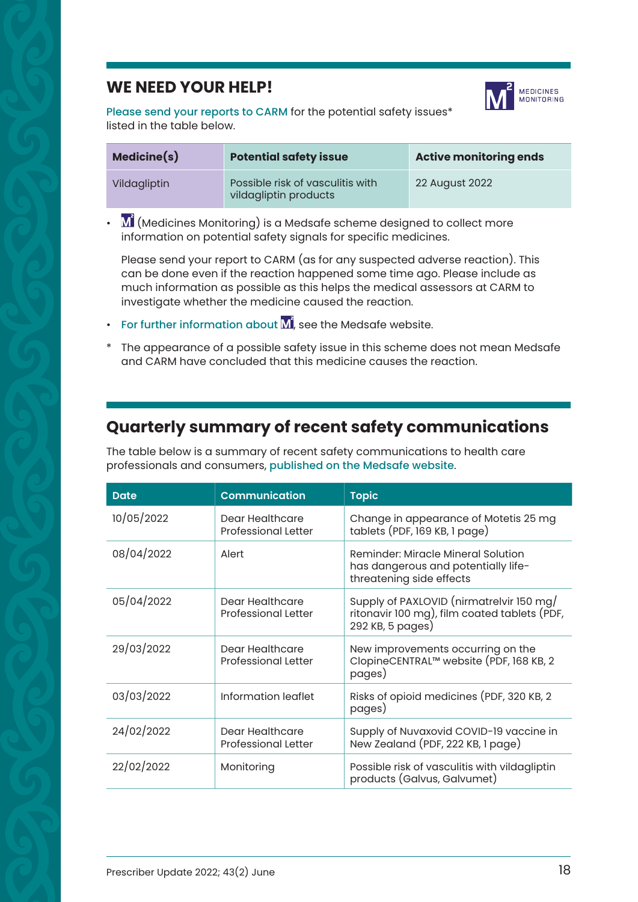## WE NEED YOUR HELP!

MEDICINES MONITORING

Please send your reports to CARM for the potential safety issues* listed in the table below.

| Medicine(s) | Potential safety issue | Active monitoring ends |
| --- | --- | --- |
| Vildagliptin | Possible risk of vasculitis with vildagliptin products | 22 August 2022 |

- M² (Medicines Monitoring) is a Medsafe scheme designed to collect more information on potential safety signals for specific medicines.

  Please send your report to CARM (as for any suspected adverse reaction). This can be done even if the reaction happened some time ago. Please include as much information as possible as this helps the medical assessors at CARM to investigate whether the medicine caused the reaction.

- For further information about M², see the Medsafe website.

* The appearance of a possible safety issue in this scheme does not mean Medsafe and CARM have concluded that this medicine causes the reaction.

## Quarterly summary of recent safety communications

The table below is a summary of recent safety communications to health care professionals and consumers, published on the Medsafe website.

| Date | Communication | Topic |
| --- | --- | --- |
| 10/05/2022 | Dear Healthcare Professional Letter | Change in appearance of Motetis 25 mg tablets (PDF, 169 KB, 1 page) |
| 08/04/2022 | Alert | Reminder: Miracle Mineral Solution has dangerous and potentially life-threatening side effects |
| 05/04/2022 | Dear Healthcare Professional Letter | Supply of PAXLOVID (nirmatrelvir 150 mg/ ritonavir 100 mg), film coated tablets (PDF, 292 KB, 5 pages) |
| 29/03/2022 | Dear Healthcare Professional Letter | New improvements occurring on the ClopineCENTRAL™ website (PDF, 168 KB, 2 pages) |
| 03/03/2022 | Information leaflet | Risks of opioid medicines (PDF, 320 KB, 2 pages) |
| 24/02/2022 | Dear Healthcare Professional Letter | Supply of Nuvaxovid COVID-19 vaccine in New Zealand (PDF, 222 KB, 1 page) |
| 22/02/2022 | Monitoring | Possible risk of vasculitis with vildagliptin products (Galvus, Galvumet) |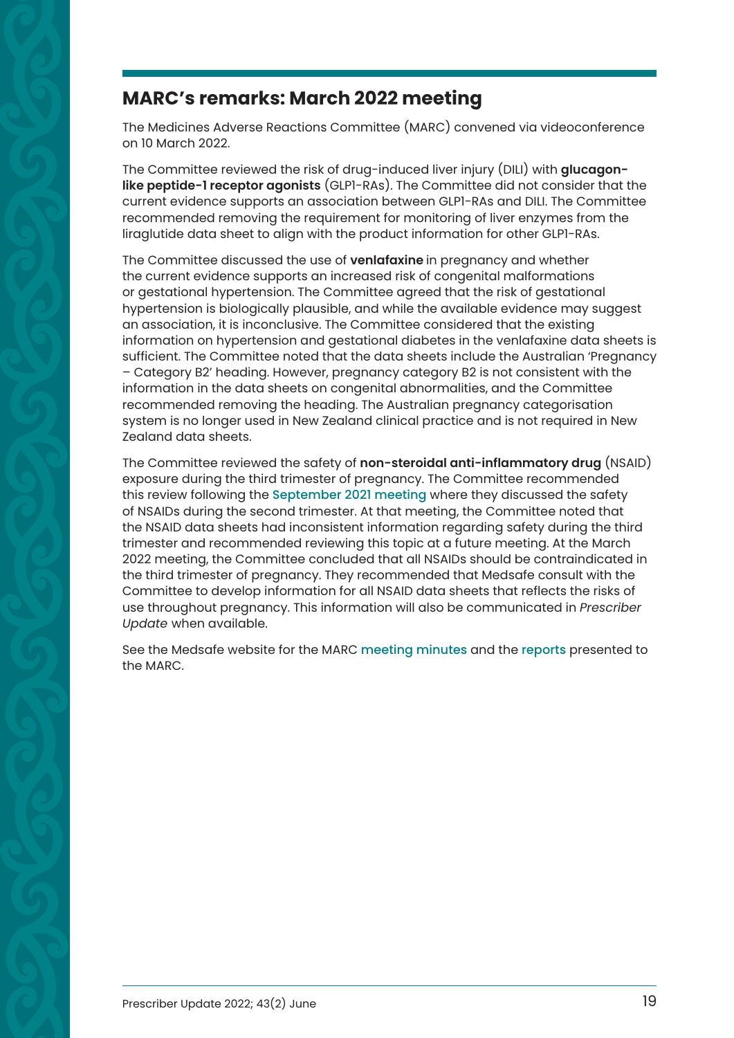## MARC's remarks: March 2022 meeting

The Medicines Adverse Reactions Committee (MARC) convened via videoconference on 10 March 2022.

The Committee reviewed the risk of drug-induced liver injury (DILI) with **glucagon-like peptide-1 receptor agonists** (GLP1-RAs). The Committee did not consider that the current evidence supports an association between GLP1-RAs and DILI. The Committee recommended removing the requirement for monitoring of liver enzymes from the liraglutide data sheet to align with the product information for other GLP1-RAs.

The Committee discussed the use of **venlafaxine** in pregnancy and whether the current evidence supports an increased risk of congenital malformations or gestational hypertension. The Committee agreed that the risk of gestational hypertension is biologically plausible, and while the available evidence may suggest an association, it is inconclusive. The Committee considered that the existing information on hypertension and gestational diabetes in the venlafaxine data sheets is sufficient. The Committee noted that the data sheets include the Australian 'Pregnancy – Category B2' heading. However, pregnancy category B2 is not consistent with the information in the data sheets on congenital abnormalities, and the Committee recommended removing the heading. The Australian pregnancy categorisation system is no longer used in New Zealand clinical practice and is not required in New Zealand data sheets.

The Committee reviewed the safety of **non-steroidal anti-inflammatory drug** (NSAID) exposure during the third trimester of pregnancy. The Committee recommended this review following the September 2021 meeting where they discussed the safety of NSAIDs during the second trimester. At that meeting, the Committee noted that the NSAID data sheets had inconsistent information regarding safety during the third trimester and recommended reviewing this topic at a future meeting. At the March 2022 meeting, the Committee concluded that all NSAIDs should be contraindicated in the third trimester of pregnancy. They recommended that Medsafe consult with the Committee to develop information for all NSAID data sheets that reflects the risks of use throughout pregnancy. This information will also be communicated in *Prescriber Update* when available.

See the Medsafe website for the MARC meeting minutes and the reports presented to the MARC.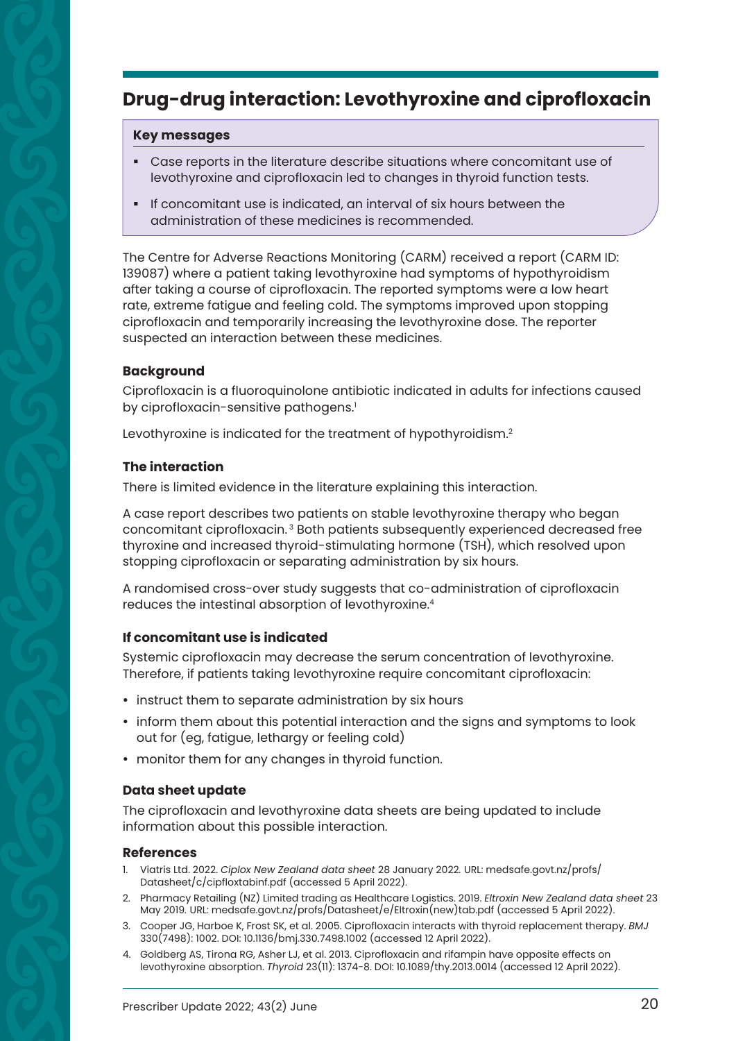## Drug-drug interaction: Levothyroxine and ciprofloxacin

**Key messages**

- Case reports in the literature describe situations where concomitant use of levothyroxine and ciprofloxacin led to changes in thyroid function tests.
- If concomitant use is indicated, an interval of six hours between the administration of these medicines is recommended.

The Centre for Adverse Reactions Monitoring (CARM) received a report (CARM ID: 139087) where a patient taking levothyroxine had symptoms of hypothyroidism after taking a course of ciprofloxacin. The reported symptoms were a low heart rate, extreme fatigue and feeling cold. The symptoms improved upon stopping ciprofloxacin and temporarily increasing the levothyroxine dose. The reporter suspected an interaction between these medicines.

### Background

Ciprofloxacin is a fluoroquinolone antibiotic indicated in adults for infections caused by ciprofloxacin-sensitive pathogens.[1]

Levothyroxine is indicated for the treatment of hypothyroidism.[2]

### The interaction

There is limited evidence in the literature explaining this interaction.

A case report describes two patients on stable levothyroxine therapy who began concomitant ciprofloxacin.[3] Both patients subsequently experienced decreased free thyroxine and increased thyroid-stimulating hormone (TSH), which resolved upon stopping ciprofloxacin or separating administration by six hours.

A randomised cross-over study suggests that co-administration of ciprofloxacin reduces the intestinal absorption of levothyroxine.[4]

### If concomitant use is indicated

Systemic ciprofloxacin may decrease the serum concentration of levothyroxine. Therefore, if patients taking levothyroxine require concomitant ciprofloxacin:

- instruct them to separate administration by six hours
- inform them about this potential interaction and the signs and symptoms to look out for (eg, fatigue, lethargy or feeling cold)
- monitor them for any changes in thyroid function.

### Data sheet update

The ciprofloxacin and levothyroxine data sheets are being updated to include information about this possible interaction.

### References

1. Viatris Ltd. 2022. *Ciplox New Zealand data sheet* 28 January 2022. URL: medsafe.govt.nz/profs/Datasheet/c/cipfloxtabinf.pdf (accessed 5 April 2022).
2. Pharmacy Retailing (NZ) Limited trading as Healthcare Logistics. 2019. *Eltroxin New Zealand data sheet* 23 May 2019. URL: medsafe.govt.nz/profs/Datasheet/e/Eltroxin(new)tab.pdf (accessed 5 April 2022).
3. Cooper JG, Harboe K, Frost SK, et al. 2005. Ciprofloxacin interacts with thyroid replacement therapy. *BMJ* 330(7498): 1002. DOI: 10.1136/bmj.330.7498.1002 (accessed 12 April 2022).
4. Goldberg AS, Tirona RG, Asher LJ, et al. 2013. Ciprofloxacin and rifampin have opposite effects on levothyroxine absorption. *Thyroid* 23(11): 1374–8. DOI: 10.1089/thy.2013.0014 (accessed 12 April 2022).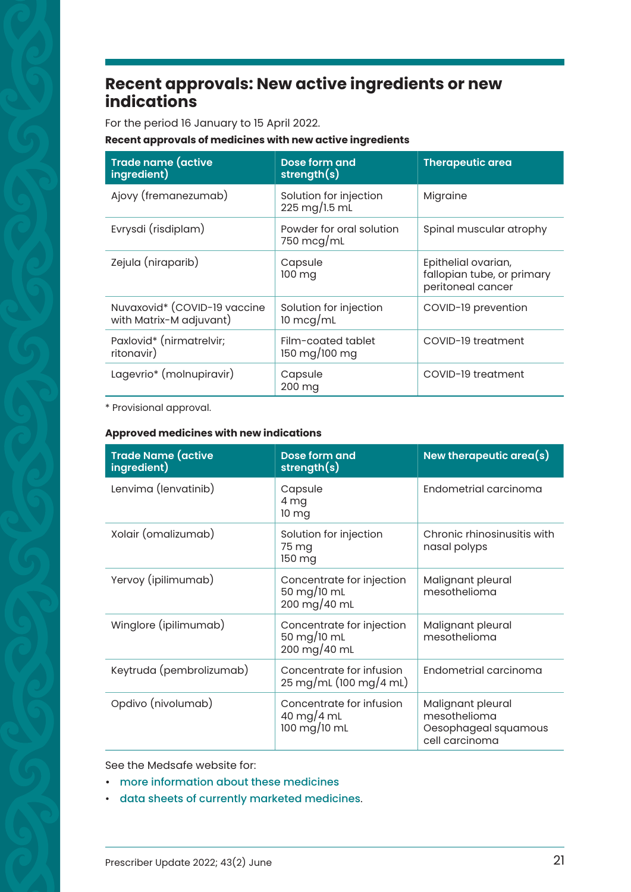## Recent approvals: New active ingredients or new indications

For the period 16 January to 15 April 2022.

**Recent approvals of medicines with new active ingredients**

| Trade name (active ingredient) | Dose form and strength(s) | Therapeutic area |
|---|---|---|
| Ajovy (fremanezumab) | Solution for injection<br>225 mg/1.5 mL | Migraine |
| Evrysdi (risdiplam) | Powder for oral solution<br>750 mcg/mL | Spinal muscular atrophy |
| Zejula (niraparib) | Capsule<br>100 mg | Epithelial ovarian, fallopian tube, or primary peritoneal cancer |
| Nuvaxovid* (COVID-19 vaccine with Matrix-M adjuvant) | Solution for injection<br>10 mcg/mL | COVID-19 prevention |
| Paxlovid* (nirmatrelvir; ritonavir) | Film-coated tablet<br>150 mg/100 mg | COVID-19 treatment |
| Lagevrio* (molnupiravir) | Capsule<br>200 mg | COVID-19 treatment |

* Provisional approval.

**Approved medicines with new indications**

| Trade Name (active ingredient) | Dose form and strength(s) | New therapeutic area(s) |
|---|---|---|
| Lenvima (lenvatinib) | Capsule<br>4 mg<br>10 mg | Endometrial carcinoma |
| Xolair (omalizumab) | Solution for injection<br>75 mg<br>150 mg | Chronic rhinosinusitis with nasal polyps |
| Yervoy (ipilimumab) | Concentrate for injection<br>50 mg/10 mL<br>200 mg/40 mL | Malignant pleural mesothelioma |
| Winglore (ipilimumab) | Concentrate for injection<br>50 mg/10 mL<br>200 mg/40 mL | Malignant pleural mesothelioma |
| Keytruda (pembrolizumab) | Concentrate for infusion<br>25 mg/mL (100 mg/4 mL) | Endometrial carcinoma |
| Opdivo (nivolumab) | Concentrate for infusion<br>40 mg/4 mL<br>100 mg/10 mL | Malignant pleural mesothelioma<br>Oesophageal squamous cell carcinoma |

See the Medsafe website for:

- more information about these medicines
- data sheets of currently marketed medicines.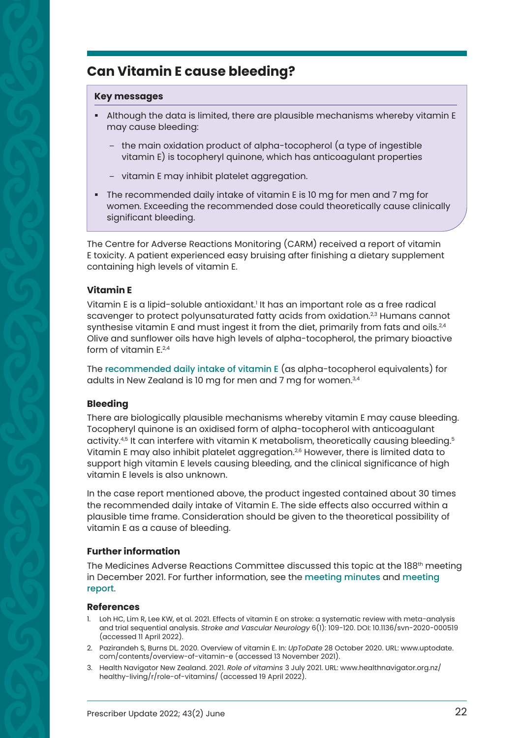## Can Vitamin E cause bleeding?

**Key messages**

- Although the data is limited, there are plausible mechanisms whereby vitamin E may cause bleeding:
  - the main oxidation product of alpha-tocopherol (a type of ingestible vitamin E) is tocopheryl quinone, which has anticoagulant properties
  - vitamin E may inhibit platelet aggregation.
- The recommended daily intake of vitamin E is 10 mg for men and 7 mg for women. Exceeding the recommended dose could theoretically cause clinically significant bleeding.

The Centre for Adverse Reactions Monitoring (CARM) received a report of vitamin E toxicity. A patient experienced easy bruising after finishing a dietary supplement containing high levels of vitamin E.

### Vitamin E

Vitamin E is a lipid-soluble antioxidant.[1] It has an important role as a free radical scavenger to protect polyunsaturated fatty acids from oxidation.[2,3] Humans cannot synthesise vitamin E and must ingest it from the diet, primarily from fats and oils.[2,4] Olive and sunflower oils have high levels of alpha-tocopherol, the primary bioactive form of vitamin E.[2,4]

The recommended daily intake of vitamin E (as alpha-tocopherol equivalents) for adults in New Zealand is 10 mg for men and 7 mg for women.[3,4]

### Bleeding

There are biologically plausible mechanisms whereby vitamin E may cause bleeding. Tocopheryl quinone is an oxidised form of alpha-tocopherol with anticoagulant activity.[4,5] It can interfere with vitamin K metabolism, theoretically causing bleeding.[5] Vitamin E may also inhibit platelet aggregation.[2,6] However, there is limited data to support high vitamin E levels causing bleeding, and the clinical significance of high vitamin E levels is also unknown.

In the case report mentioned above, the product ingested contained about 30 times the recommended daily intake of Vitamin E. The side effects also occurred within a plausible time frame. Consideration should be given to the theoretical possibility of vitamin E as a cause of bleeding.

### Further information

The Medicines Adverse Reactions Committee discussed this topic at the 188th meeting in December 2021. For further information, see the meeting minutes and meeting report.

### References

1. Loh HC, Lim R, Lee KW, et al. 2021. Effects of vitamin E on stroke: a systematic review with meta-analysis and trial sequential analysis. *Stroke and Vascular Neurology* 6(1): 109-120. DOI: 10.1136/svn-2020-000519 (accessed 11 April 2022).
2. Pazirandeh S, Burns DL. 2020. Overview of vitamin E. In: *UpToDate* 28 October 2020. URL: www.uptodate.com/contents/overview-of-vitamin-e (accessed 13 November 2021).
3. Health Navigator New Zealand. 2021. *Role of vitamins* 3 July 2021. URL: www.healthnavigator.org.nz/healthy-living/r/role-of-vitamins/ (accessed 19 April 2022).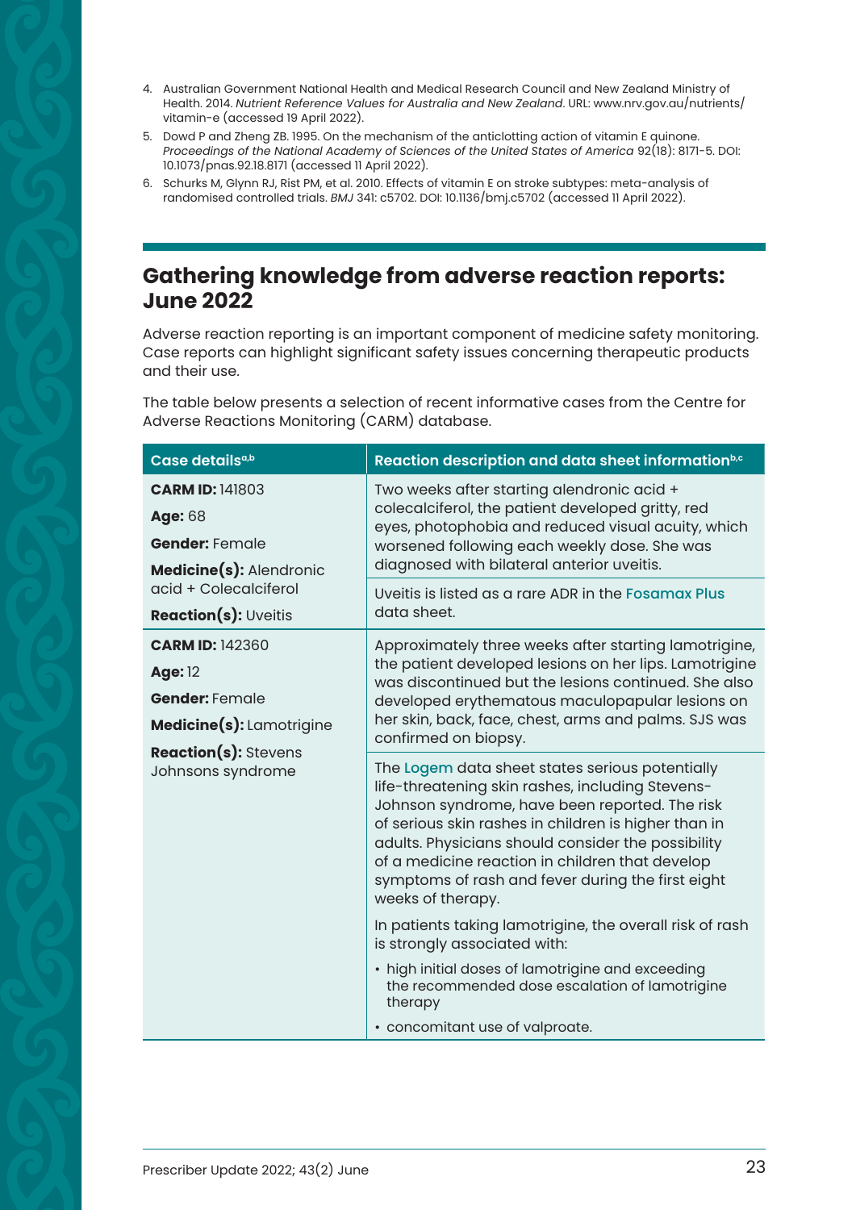4. Australian Government National Health and Medical Research Council and New Zealand Ministry of Health. 2014. *Nutrient Reference Values for Australia and New Zealand*. URL: www.nrv.gov.au/nutrients/vitamin-e (accessed 19 April 2022).
5. Dowd P and Zheng ZB. 1995. On the mechanism of the anticlotting action of vitamin E quinone. *Proceedings of the National Academy of Sciences of the United States of America* 92(18): 8171–5. DOI: 10.1073/pnas.92.18.8171 (accessed 11 April 2022).
6. Schurks M, Glynn RJ, Rist PM, et al. 2010. Effects of vitamin E on stroke subtypes: meta-analysis of randomised controlled trials. *BMJ* 341: c5702. DOI: 10.1136/bmj.c5702 (accessed 11 April 2022).

## Gathering knowledge from adverse reaction reports: June 2022

Adverse reaction reporting is an important component of medicine safety monitoring. Case reports can highlight significant safety issues concerning therapeutic products and their use.

The table below presents a selection of recent informative cases from the Centre for Adverse Reactions Monitoring (CARM) database.

| Case details[a,b] | Reaction description and data sheet information[b,c] |
|---|---|
| **CARM ID:** 141803<br>**Age:** 68<br>**Gender:** Female<br>**Medicine(s):** Alendronic acid + Colecalciferol<br>**Reaction(s):** Uveitis | Two weeks after starting alendronic acid + colecalciferol, the patient developed gritty, red eyes, photophobia and reduced visual acuity, which worsened following each weekly dose. She was diagnosed with bilateral anterior uveitis.<br><br>Uveitis is listed as a rare ADR in the Fosamax Plus data sheet. |
| **CARM ID:** 142360<br>**Age:** 12<br>**Gender:** Female<br>**Medicine(s):** Lamotrigine<br>**Reaction(s):** Stevens Johnsons syndrome | Approximately three weeks after starting lamotrigine, the patient developed lesions on her lips. Lamotrigine was discontinued but the lesions continued. She also developed erythematous maculopapular lesions on her skin, back, face, chest, arms and palms. SJS was confirmed on biopsy.<br><br>The Logem data sheet states serious potentially life-threatening skin rashes, including Stevens-Johnson syndrome, have been reported. The risk of serious skin rashes in children is higher than in adults. Physicians should consider the possibility of a medicine reaction in children that develop symptoms of rash and fever during the first eight weeks of therapy.<br><br>In patients taking lamotrigine, the overall risk of rash is strongly associated with:<br>• high initial doses of lamotrigine and exceeding the recommended dose escalation of lamotrigine therapy<br>• concomitant use of valproate. |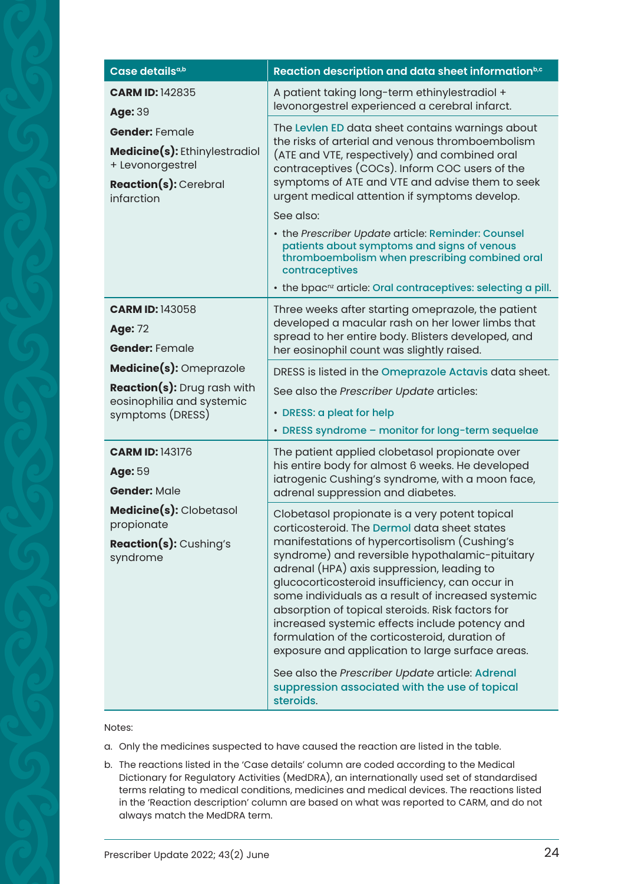| Case details[a,b] | Reaction description and data sheet information[b,c] |
|---|---|
| **CARM ID:** 142835<br>**Age:** 39<br>**Gender:** Female<br>**Medicine(s):** Ethinylestradiol + Levonorgestrel<br>**Reaction(s):** Cerebral infarction | A patient taking long-term ethinylestradiol + levonorgestrel experienced a cerebral infarct.<br><br>The Levlen ED data sheet contains warnings about the risks of arterial and venous thromboembolism (ATE and VTE, respectively) and combined oral contraceptives (COCs). Inform COC users of the symptoms of ATE and VTE and advise them to seek urgent medical attention if symptoms develop.<br><br>See also:<br>• the *Prescriber Update* article: Reminder: Counsel patients about symptoms and signs of venous thromboembolism when prescribing combined oral contraceptives<br>• the bpac[nz] article: Oral contraceptives: selecting a pill. |
| **CARM ID:** 143058<br>**Age:** 72<br>**Gender:** Female<br>**Medicine(s):** Omeprazole<br>**Reaction(s):** Drug rash with eosinophilia and systemic symptoms (DRESS) | Three weeks after starting omeprazole, the patient developed a macular rash on her lower limbs that spread to her entire body. Blisters developed, and her eosinophil count was slightly raised.<br><br>DRESS is listed in the Omeprazole Actavis data sheet.<br><br>See also the *Prescriber Update* articles:<br>• DRESS: a pleat for help<br>• DRESS syndrome – monitor for long-term sequelae |
| **CARM ID:** 143176<br>**Age:** 59<br>**Gender:** Male<br>**Medicine(s):** Clobetasol propionate<br>**Reaction(s):** Cushing's syndrome | The patient applied clobetasol propionate over his entire body for almost 6 weeks. He developed iatrogenic Cushing's syndrome, with a moon face, adrenal suppression and diabetes.<br><br>Clobetasol propionate is a very potent topical corticosteroid. The Dermol data sheet states manifestations of hypercortisolism (Cushing's syndrome) and reversible hypothalamic-pituitary adrenal (HPA) axis suppression, leading to glucocorticosteroid insufficiency, can occur in some individuals as a result of increased systemic absorption of topical steroids. Risk factors for increased systemic effects include potency and formulation of the corticosteroid, duration of exposure and application to large surface areas.<br><br>See also the *Prescriber Update* article: Adrenal suppression associated with the use of topical steroids. |

Notes:

a. Only the medicines suspected to have caused the reaction are listed in the table.

b. The reactions listed in the 'Case details' column are coded according to the Medical Dictionary for Regulatory Activities (MedDRA), an internationally used set of standardised terms relating to medical conditions, medicines and medical devices. The reactions listed in the 'Reaction description' column are based on what was reported to CARM, and do not always match the MedDRA term.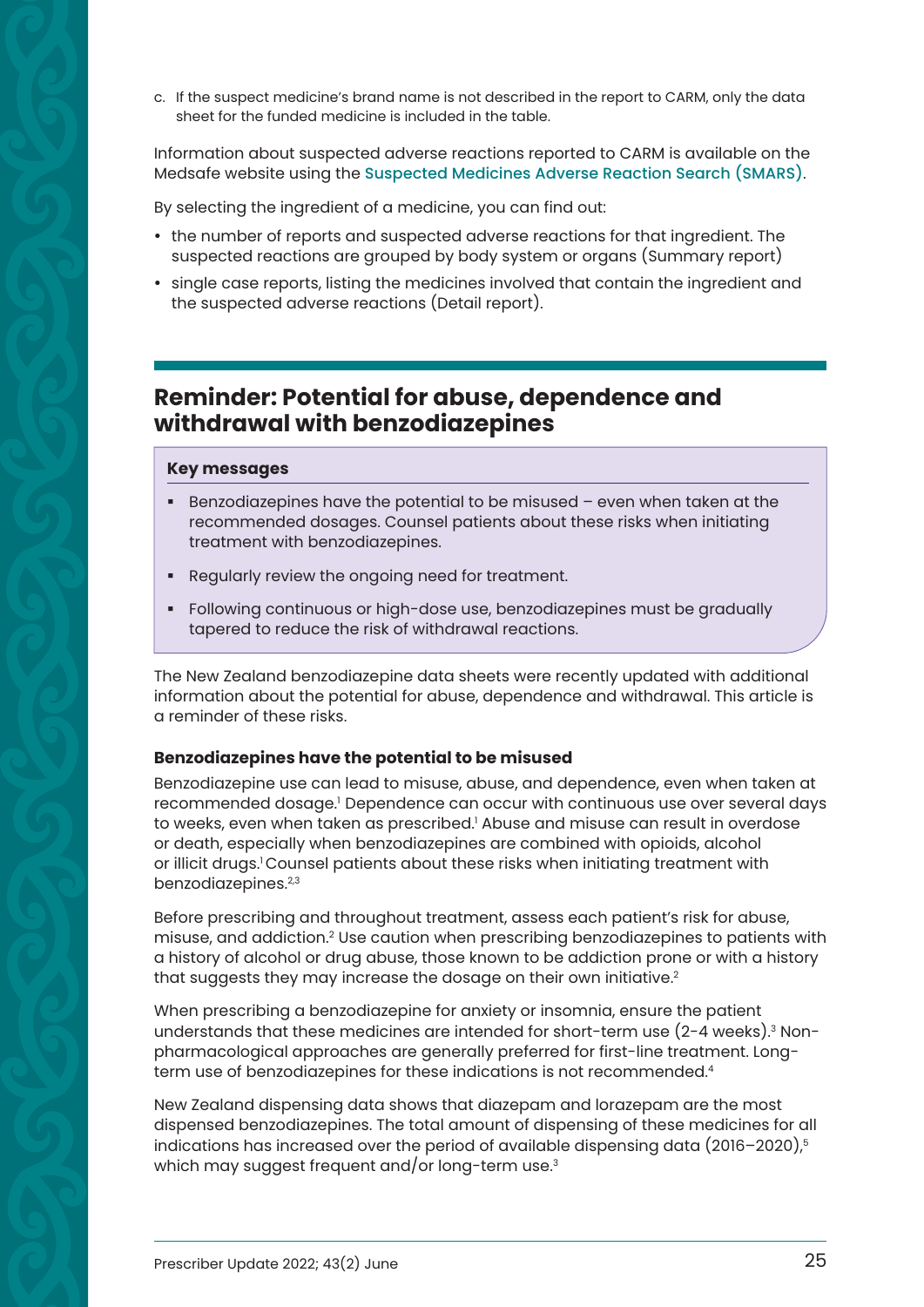c. If the suspect medicine's brand name is not described in the report to CARM, only the data sheet for the funded medicine is included in the table.

Information about suspected adverse reactions reported to CARM is available on the Medsafe website using the Suspected Medicines Adverse Reaction Search (SMARS).

By selecting the ingredient of a medicine, you can find out:

- the number of reports and suspected adverse reactions for that ingredient. The suspected reactions are grouped by body system or organs (Summary report)
- single case reports, listing the medicines involved that contain the ingredient and the suspected adverse reactions (Detail report).

## Reminder: Potential for abuse, dependence and withdrawal with benzodiazepines

**Key messages**

- Benzodiazepines have the potential to be misused – even when taken at the recommended dosages. Counsel patients about these risks when initiating treatment with benzodiazepines.
- Regularly review the ongoing need for treatment.
- Following continuous or high-dose use, benzodiazepines must be gradually tapered to reduce the risk of withdrawal reactions.

The New Zealand benzodiazepine data sheets were recently updated with additional information about the potential for abuse, dependence and withdrawal. This article is a reminder of these risks.

### Benzodiazepines have the potential to be misused

Benzodiazepine use can lead to misuse, abuse, and dependence, even when taken at recommended dosage.[1] Dependence can occur with continuous use over several days to weeks, even when taken as prescribed.[1] Abuse and misuse can result in overdose or death, especially when benzodiazepines are combined with opioids, alcohol or illicit drugs.[1] Counsel patients about these risks when initiating treatment with benzodiazepines.[2,3]

Before prescribing and throughout treatment, assess each patient's risk for abuse, misuse, and addiction.[2] Use caution when prescribing benzodiazepines to patients with a history of alcohol or drug abuse, those known to be addiction prone or with a history that suggests they may increase the dosage on their own initiative.[2]

When prescribing a benzodiazepine for anxiety or insomnia, ensure the patient understands that these medicines are intended for short-term use (2-4 weeks).[3] Non-pharmacological approaches are generally preferred for first-line treatment. Long-term use of benzodiazepines for these indications is not recommended.[4]

New Zealand dispensing data shows that diazepam and lorazepam are the most dispensed benzodiazepines. The total amount of dispensing of these medicines for all indications has increased over the period of available dispensing data (2016–2020),[5] which may suggest frequent and/or long-term use.[3]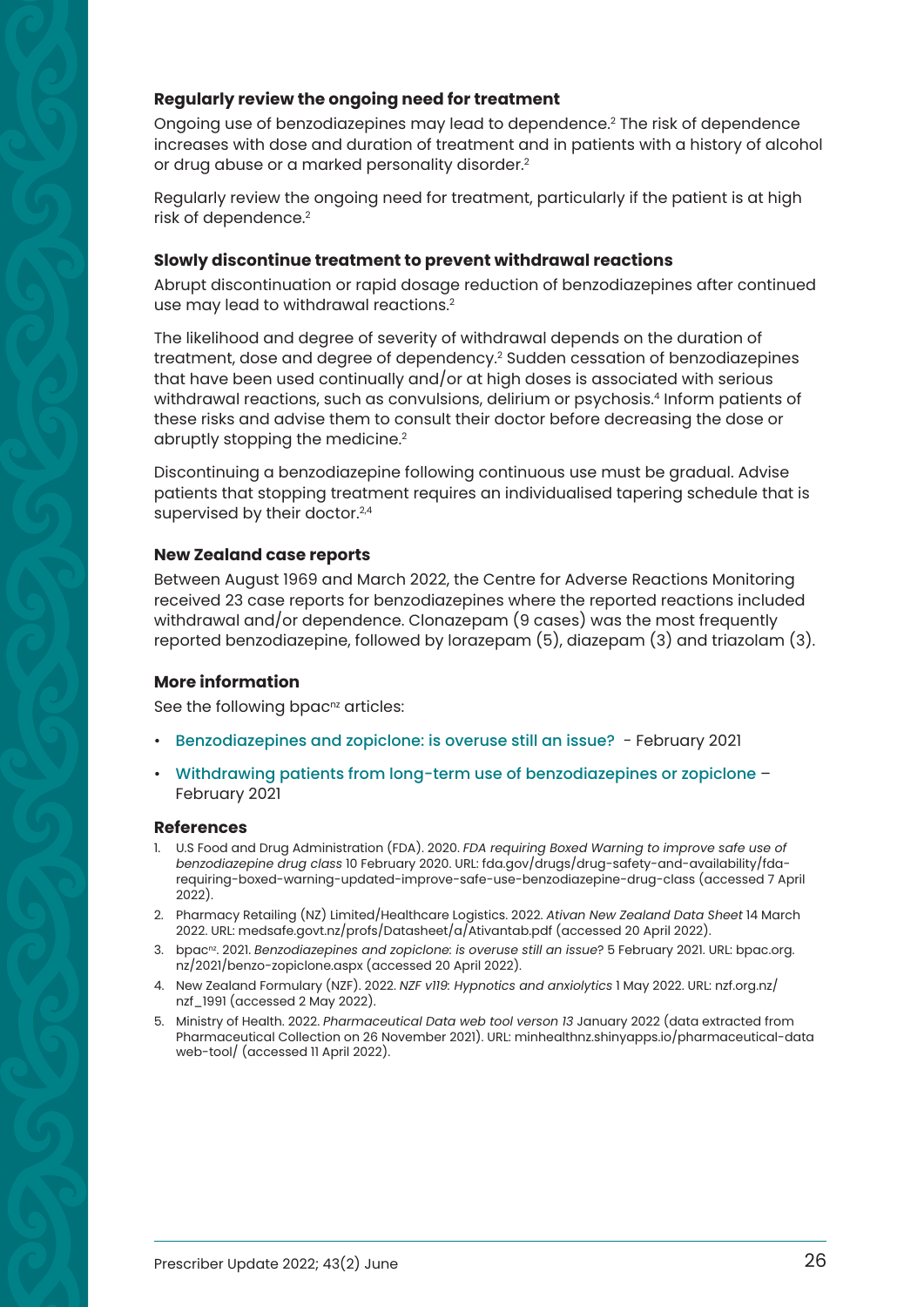### Regularly review the ongoing need for treatment

Ongoing use of benzodiazepines may lead to dependence.[2] The risk of dependence increases with dose and duration of treatment and in patients with a history of alcohol or drug abuse or a marked personality disorder.[2]

Regularly review the ongoing need for treatment, particularly if the patient is at high risk of dependence.[2]

### Slowly discontinue treatment to prevent withdrawal reactions

Abrupt discontinuation or rapid dosage reduction of benzodiazepines after continued use may lead to withdrawal reactions.[2]

The likelihood and degree of severity of withdrawal depends on the duration of treatment, dose and degree of dependency.[2] Sudden cessation of benzodiazepines that have been used continually and/or at high doses is associated with serious withdrawal reactions, such as convulsions, delirium or psychosis.[4] Inform patients of these risks and advise them to consult their doctor before decreasing the dose or abruptly stopping the medicine.[2]

Discontinuing a benzodiazepine following continuous use must be gradual. Advise patients that stopping treatment requires an individualised tapering schedule that is supervised by their doctor.[2,4]

### New Zealand case reports

Between August 1969 and March 2022, the Centre for Adverse Reactions Monitoring received 23 case reports for benzodiazepines where the reported reactions included withdrawal and/or dependence. Clonazepam (9 cases) was the most frequently reported benzodiazepine, followed by lorazepam (5), diazepam (3) and triazolam (3).

### More information

See the following bpac[nz] articles:

- Benzodiazepines and zopiclone: is overuse still an issue? - February 2021
- Withdrawing patients from long-term use of benzodiazepines or zopiclone – February 2021

### References

1. U.S Food and Drug Administration (FDA). 2020. *FDA requiring Boxed Warning to improve safe use of benzodiazepine drug class* 10 February 2020. URL: fda.gov/drugs/drug-safety-and-availability/fda-requiring-boxed-warning-updated-improve-safe-use-benzodiazepine-drug-class (accessed 7 April 2022).
2. Pharmacy Retailing (NZ) Limited/Healthcare Logistics. 2022. *Ativan New Zealand Data Sheet* 14 March 2022. URL: medsafe.govt.nz/profs/Datasheet/a/Ativantab.pdf (accessed 20 April 2022).
3. bpac[nz]. 2021. *Benzodiazepines and zopiclone: is overuse still an issue*? 5 February 2021. URL: bpac.org.nz/2021/benzo-zopiclone.aspx (accessed 20 April 2022).
4. New Zealand Formulary (NZF). 2022. *NZF v119: Hypnotics and anxiolytics* 1 May 2022. URL: nzf.org.nz/nzf_1991 (accessed 2 May 2022).
5. Ministry of Health. 2022. *Pharmaceutical Data web tool verson 13* January 2022 (data extracted from Pharmaceutical Collection on 26 November 2021). URL: minhealthnz.shinyapps.io/pharmaceutical-data web-tool/ (accessed 11 April 2022).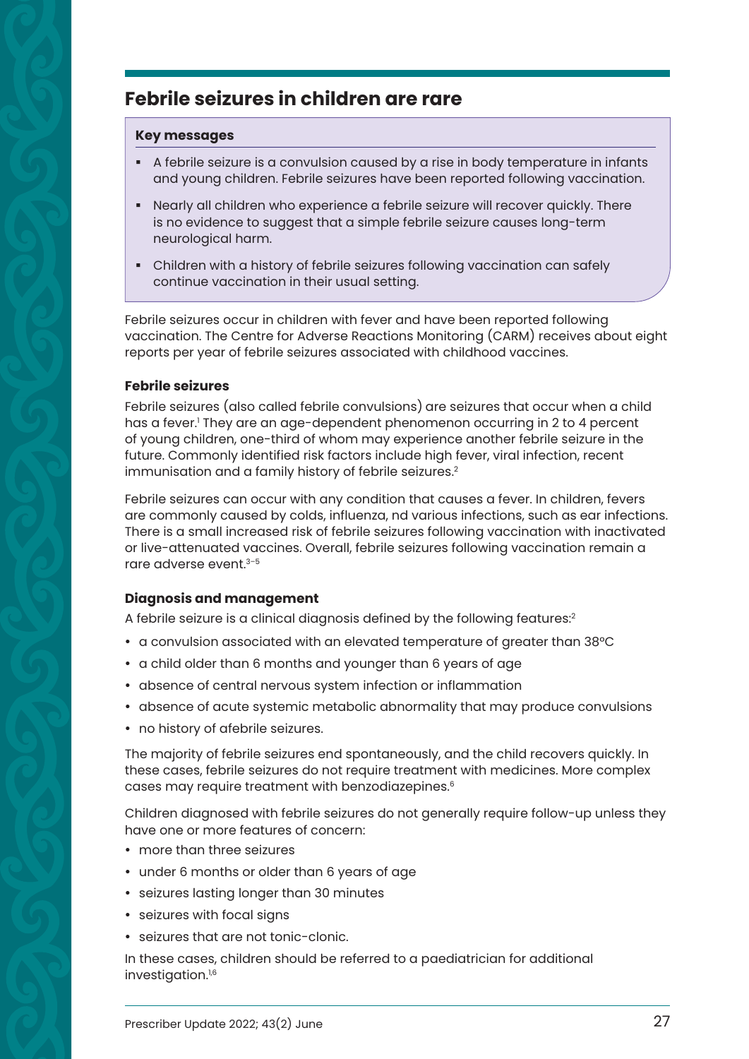## Febrile seizures in children are rare

### Key messages

- A febrile seizure is a convulsion caused by a rise in body temperature in infants and young children. Febrile seizures have been reported following vaccination.
- Nearly all children who experience a febrile seizure will recover quickly. There is no evidence to suggest that a simple febrile seizure causes long-term neurological harm.
- Children with a history of febrile seizures following vaccination can safely continue vaccination in their usual setting.

Febrile seizures occur in children with fever and have been reported following vaccination. The Centre for Adverse Reactions Monitoring (CARM) receives about eight reports per year of febrile seizures associated with childhood vaccines.

### Febrile seizures

Febrile seizures (also called febrile convulsions) are seizures that occur when a child has a fever.[1] They are an age-dependent phenomenon occurring in 2 to 4 percent of young children, one-third of whom may experience another febrile seizure in the future. Commonly identified risk factors include high fever, viral infection, recent immunisation and a family history of febrile seizures.[2]

Febrile seizures can occur with any condition that causes a fever. In children, fevers are commonly caused by colds, influenza, nd various infections, such as ear infections. There is a small increased risk of febrile seizures following vaccination with inactivated or live-attenuated vaccines. Overall, febrile seizures following vaccination remain a rare adverse event.[3–5]

### Diagnosis and management

A febrile seizure is a clinical diagnosis defined by the following features:[2]

- a convulsion associated with an elevated temperature of greater than 38ºC
- a child older than 6 months and younger than 6 years of age
- absence of central nervous system infection or inflammation
- absence of acute systemic metabolic abnormality that may produce convulsions
- no history of afebrile seizures.

The majority of febrile seizures end spontaneously, and the child recovers quickly. In these cases, febrile seizures do not require treatment with medicines. More complex cases may require treatment with benzodiazepines.[6]

Children diagnosed with febrile seizures do not generally require follow-up unless they have one or more features of concern:

- more than three seizures
- under 6 months or older than 6 years of age
- seizures lasting longer than 30 minutes
- seizures with focal signs
- seizures that are not tonic-clonic.

In these cases, children should be referred to a paediatrician for additional investigation.[1,6]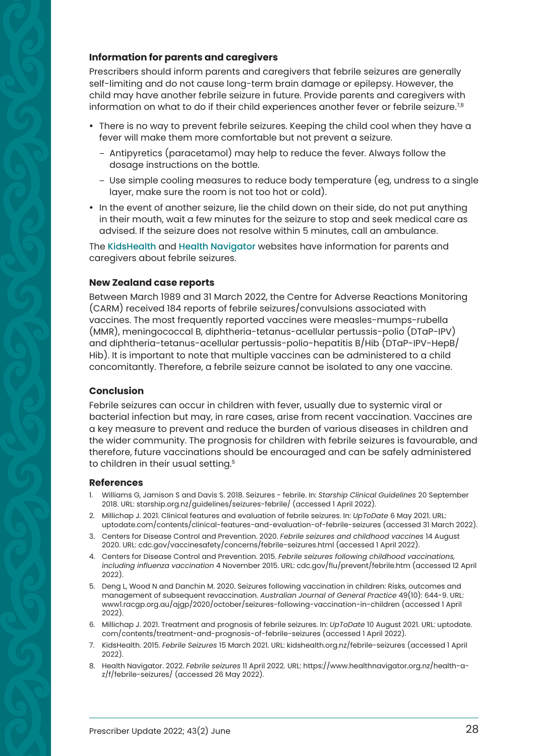### Information for parents and caregivers

Prescribers should inform parents and caregivers that febrile seizures are generally self-limiting and do not cause long-term brain damage or epilepsy. However, the child may have another febrile seizure in future. Provide parents and caregivers with information on what to do if their child experiences another fever or febrile seizure.[7,8]

- There is no way to prevent febrile seizures. Keeping the child cool when they have a fever will make them more comfortable but not prevent a seizure.
  - Antipyretics (paracetamol) may help to reduce the fever. Always follow the dosage instructions on the bottle.
  - Use simple cooling measures to reduce body temperature (eg, undress to a single layer, make sure the room is not too hot or cold).
- In the event of another seizure, lie the child down on their side, do not put anything in their mouth, wait a few minutes for the seizure to stop and seek medical care as advised. If the seizure does not resolve within 5 minutes, call an ambulance.

The KidsHealth and Health Navigator websites have information for parents and caregivers about febrile seizures.

### New Zealand case reports

Between March 1989 and 31 March 2022, the Centre for Adverse Reactions Monitoring (CARM) received 184 reports of febrile seizures/convulsions associated with vaccines. The most frequently reported vaccines were measles-mumps-rubella (MMR), meningococcal B, diphtheria-tetanus-acellular pertussis-polio (DTaP-IPV) and diphtheria-tetanus-acellular pertussis-polio-hepatitis B/Hib (DTaP-IPV-HepB/Hib). It is important to note that multiple vaccines can be administered to a child concomitantly. Therefore, a febrile seizure cannot be isolated to any one vaccine.

### Conclusion

Febrile seizures can occur in children with fever, usually due to systemic viral or bacterial infection but may, in rare cases, arise from recent vaccination. Vaccines are a key measure to prevent and reduce the burden of various diseases in children and the wider community. The prognosis for children with febrile seizures is favourable, and therefore, future vaccinations should be encouraged and can be safely administered to children in their usual setting.[5]

### References

1. Williams G, Jamison S and Davis S. 2018. Seizures - febrile. In: *Starship Clinical Guidelines* 20 September 2018. URL: starship.org.nz/guidelines/seizures-febrile/ (accessed 1 April 2022).
2. Millichap J. 2021. Clinical features and evaluation of febrile seizures. In: *UpToDate* 6 May 2021. URL: uptodate.com/contents/clinical-features-and-evaluation-of-febrile-seizures (accessed 31 March 2022).
3. Centers for Disease Control and Prevention. 2020. *Febrile seizures and childhood vaccines* 14 August 2020. URL: cdc.gov/vaccinesafety/concerns/febrile-seizures.html (accessed 1 April 2022).
4. Centers for Disease Control and Prevention. 2015. *Febrile seizures following childhood vaccinations, including influenza vaccination* 4 November 2015. URL: cdc.gov/flu/prevent/febrile.htm (accessed 12 April 2022).
5. Deng L, Wood N and Danchin M. 2020. Seizures following vaccination in children: Risks, outcomes and management of subsequent revaccination. *Australian Journal of General Practice* 49(10): 644-9. URL: www1.racgp.org.au/ajgp/2020/october/seizures-following-vaccination-in-children (accessed 1 April 2022).
6. Millichap J. 2021. Treatment and prognosis of febrile seizures. In: *UpToDate* 10 August 2021. URL: uptodate.com/contents/treatment-and-prognosis-of-febrile-seizures (accessed 1 April 2022).
7. KidsHealth. 2015. *Febrile Seizures* 15 March 2021. URL: kidshealth.org.nz/febrile-seizures (accessed 1 April 2022).
8. Health Navigator. 2022. *Febrile seizures* 11 April 2022. URL: https://www.healthnavigator.org.nz/health-a-z/f/febrile-seizures/ (accessed 26 May 2022).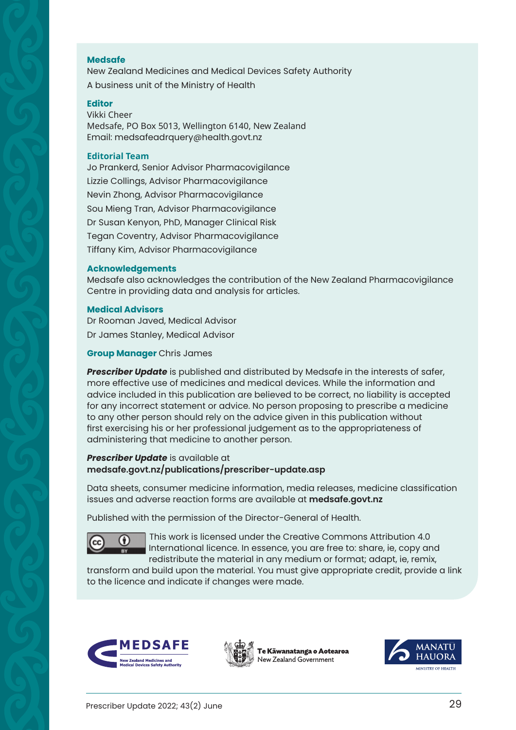**Medsafe**

New Zealand Medicines and Medical Devices Safety Authority

A business unit of the Ministry of Health

**Editor**

Vikki Cheer
Medsafe, PO Box 5013, Wellington 6140, New Zealand
Email: medsafeadrquery@health.govt.nz

**Editorial Team**

Jo Prankerd, Senior Advisor Pharmacovigilance

Lizzie Collings, Advisor Pharmacovigilance

Nevin Zhong, Advisor Pharmacovigilance

Sou Mieng Tran, Advisor Pharmacovigilance

Dr Susan Kenyon, PhD, Manager Clinical Risk

Tegan Coventry, Advisor Pharmacovigilance

Tiffany Kim, Advisor Pharmacovigilance

**Acknowledgements**

Medsafe also acknowledges the contribution of the New Zealand Pharmacovigilance Centre in providing data and analysis for articles.

**Medical Advisors**

Dr Rooman Javed, Medical Advisor

Dr James Stanley, Medical Advisor

**Group Manager** Chris James

***Prescriber Update*** is published and distributed by Medsafe in the interests of safer, more effective use of medicines and medical devices. While the information and advice included in this publication are believed to be correct, no liability is accepted for any incorrect statement or advice. No person proposing to prescribe a medicine to any other person should rely on the advice given in this publication without first exercising his or her professional judgement as to the appropriateness of administering that medicine to another person.

***Prescriber Update*** is available at
**medsafe.govt.nz/publications/prescriber-update.asp**

Data sheets, consumer medicine information, media releases, medicine classification issues and adverse reaction forms are available at **medsafe.govt.nz**

Published with the permission of the Director-General of Health.

This work is licensed under the Creative Commons Attribution 4.0 International licence. In essence, you are free to: share, ie, copy and redistribute the material in any medium or format; adapt, ie, remix, transform and build upon the material. You must give appropriate credit, provide a link to the licence and indicate if changes were made.

MEDSAFE
New Zealand Medicines and Medical Devices Safety Authority

Te Kāwanatanga o Aotearoa
New Zealand Government

MANATU HAUORA
MINISTRY OF HEALTH